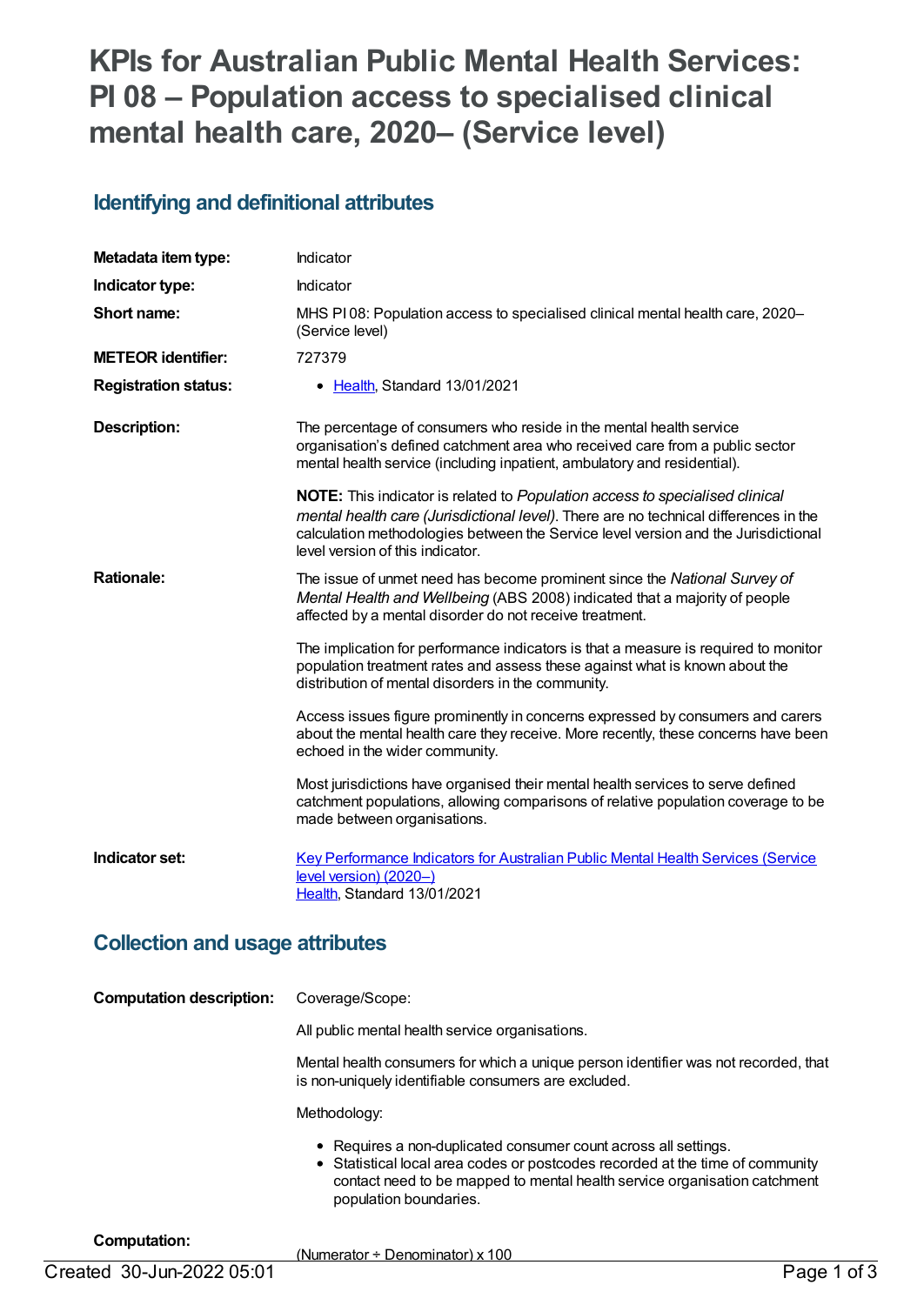# KPIs for Australian Public Mental Health Services: PI 08 – Population access to specialised clinical mental health care, 2020– (Service level)

## Identifying and definitional attributes

| | |
|---|---|
| **Metadata item type:** | Indicator |
| **Indicator type:** | Indicator |
| **Short name:** | MHS PI 08: Population access to specialised clinical mental health care, 2020– (Service level) |
| **METEOR identifier:** | 727379 |
| **Registration status:** | • Health, Standard 13/01/2021 |

**Description:**

The percentage of consumers who reside in the mental health service organisation's defined catchment area who received care from a public sector mental health service (including inpatient, ambulatory and residential).

**NOTE:** This indicator is related to *Population access to specialised clinical mental health care (Jurisdictional level)*. There are no technical differences in the calculation methodologies between the Service level version and the Jurisdictional level version of this indicator.

**Rationale:**

The issue of unmet need has become prominent since the *National Survey of Mental Health and Wellbeing* (ABS 2008) indicated that a majority of people affected by a mental disorder do not receive treatment.

The implication for performance indicators is that a measure is required to monitor population treatment rates and assess these against what is known about the distribution of mental disorders in the community.

Access issues figure prominently in concerns expressed by consumers and carers about the mental health care they receive. More recently, these concerns have been echoed in the wider community.

Most jurisdictions have organised their mental health services to serve defined catchment populations, allowing comparisons of relative population coverage to be made between organisations.

**Indicator set:**

Key Performance Indicators for Australian Public Mental Health Services (Service level version) (2020–)
Health, Standard 13/01/2021

## Collection and usage attributes

**Computation description:**

Coverage/Scope:

All public mental health service organisations.

Mental health consumers for which a unique person identifier was not recorded, that is non-uniquely identifiable consumers are excluded.

Methodology:

- Requires a non-duplicated consumer count across all settings.
- Statistical local area codes or postcodes recorded at the time of community contact need to be mapped to mental health service organisation catchment population boundaries.

**Computation:**

(Numerator ÷ Denominator) x 100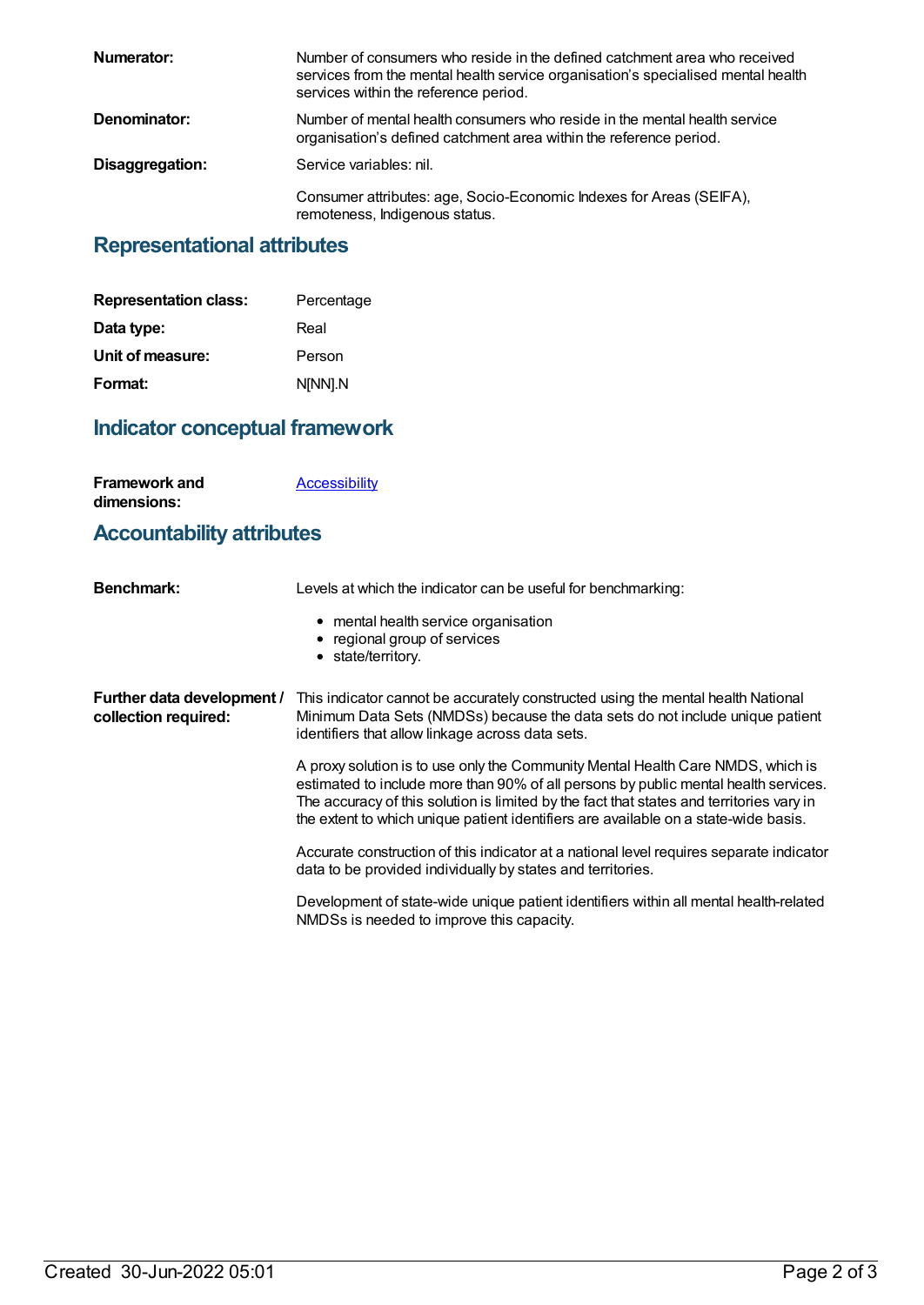**Numerator:** Number of consumers who reside in the defined catchment area who received services from the mental health service organisation's specialised mental health services within the reference period.

**Denominator:** Number of mental health consumers who reside in the mental health service organisation's defined catchment area within the reference period.

**Disaggregation:** Service variables: nil.

Consumer attributes: age, Socio-Economic Indexes for Areas (SEIFA), remoteness, Indigenous status.

## Representational attributes

**Representation class:** Percentage

**Data type:** Real

**Unit of measure:** Person

**Format:** N[NN].N

## Indicator conceptual framework

**Framework and dimensions:** Accessibility

## Accountability attributes

**Benchmark:** Levels at which the indicator can be useful for benchmarking:

- mental health service organisation
- regional group of services
- state/territory.

**Further data development / collection required:** This indicator cannot be accurately constructed using the mental health National Minimum Data Sets (NMDSs) because the data sets do not include unique patient identifiers that allow linkage across data sets.

A proxy solution is to use only the Community Mental Health Care NMDS, which is estimated to include more than 90% of all persons by public mental health services. The accuracy of this solution is limited by the fact that states and territories vary in the extent to which unique patient identifiers are available on a state-wide basis.

Accurate construction of this indicator at a national level requires separate indicator data to be provided individually by states and territories.

Development of state-wide unique patient identifiers within all mental health-related NMDSs is needed to improve this capacity.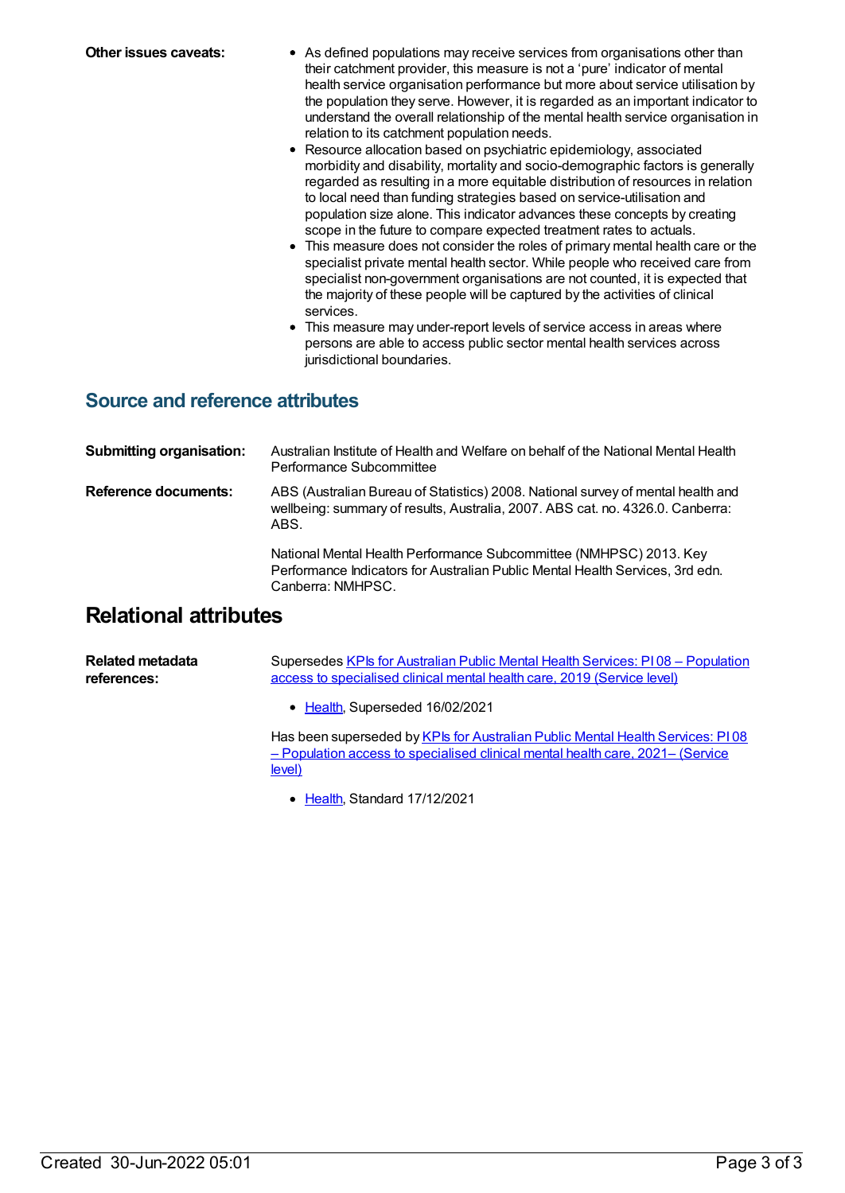**Other issues caveats:**

- As defined populations may receive services from organisations other than their catchment provider, this measure is not a 'pure' indicator of mental health service organisation performance but more about service utilisation by the population they serve. However, it is regarded as an important indicator to understand the overall relationship of the mental health service organisation in relation to its catchment population needs.
- Resource allocation based on psychiatric epidemiology, associated morbidity and disability, mortality and socio-demographic factors is generally regarded as resulting in a more equitable distribution of resources in relation to local need than funding strategies based on service-utilisation and population size alone. This indicator advances these concepts by creating scope in the future to compare expected treatment rates to actuals.
- This measure does not consider the roles of primary mental health care or the specialist private mental health sector. While people who received care from specialist non-government organisations are not counted, it is expected that the majority of these people will be captured by the activities of clinical services.
- This measure may under-report levels of service access in areas where persons are able to access public sector mental health services across jurisdictional boundaries.

## Source and reference attributes

**Submitting organisation:** Australian Institute of Health and Welfare on behalf of the National Mental Health Performance Subcommittee

**Reference documents:** ABS (Australian Bureau of Statistics) 2008. National survey of mental health and wellbeing: summary of results, Australia, 2007. ABS cat. no. 4326.0. Canberra: ABS.

National Mental Health Performance Subcommittee (NMHPSC) 2013. Key Performance Indicators for Australian Public Mental Health Services, 3rd edn. Canberra: NMHPSC.

# Relational attributes

**Related metadata references:**

Supersedes KPIs for Australian Public Mental Health Services: PI 08 – Population access to specialised clinical mental health care, 2019 (Service level)

- Health, Superseded 16/02/2021

Has been superseded by KPIs for Australian Public Mental Health Services: PI 08 – Population access to specialised clinical mental health care, 2021– (Service level)

- Health, Standard 17/12/2021